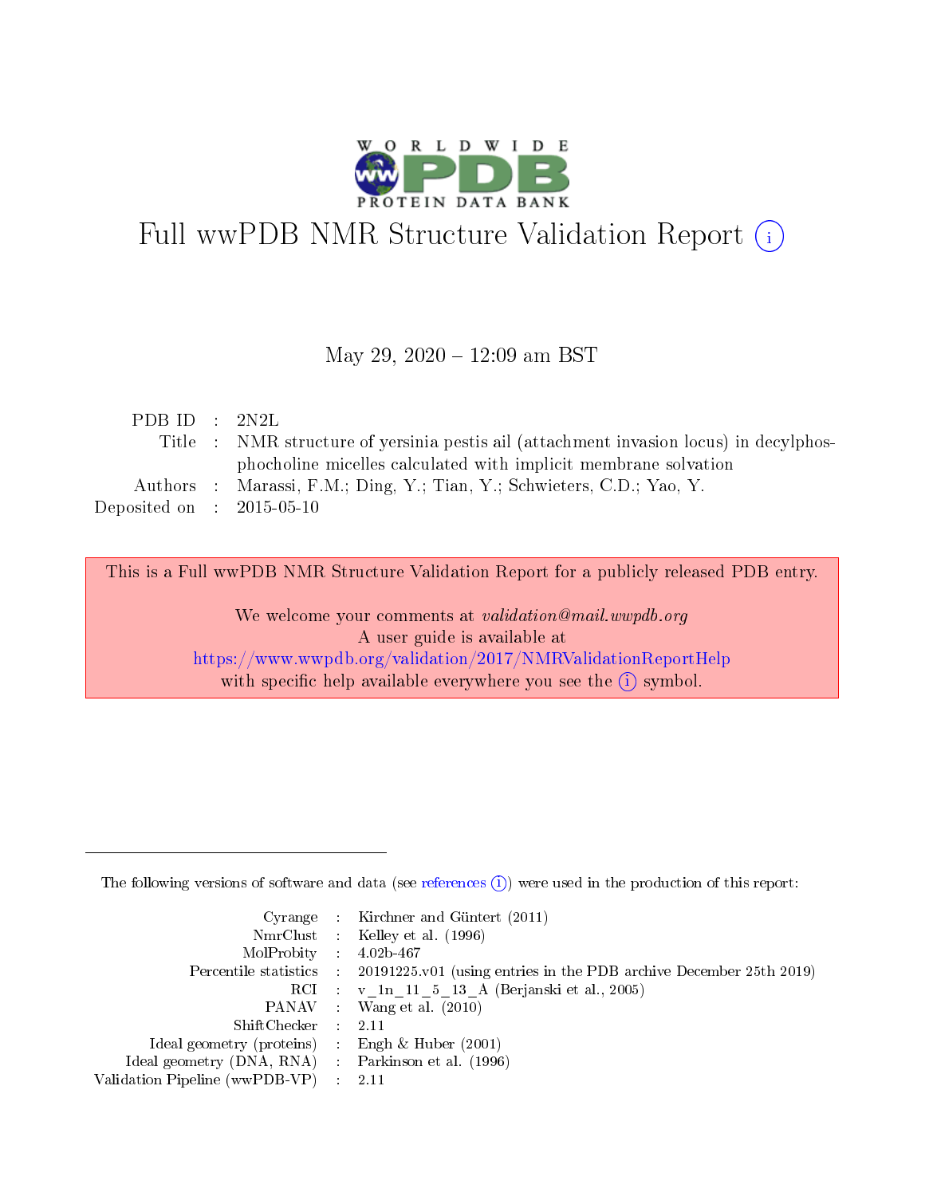# Full wwPDB NMR Structure Validation Report (i)

May 29, 2020 – 12:09 am BST

| | | |
|---|---|---|
| PDB ID | : | 2N2L |
| Title | : | NMR structure of yersinia pestis ail (attachment invasion locus) in decylphosphocholine micelles calculated with implicit membrane solvation |
| Authors | : | Marassi, F.M.; Ding, Y.; Tian, Y.; Schwieters, C.D.; Yao, Y. |
| Deposited on | : | 2015-05-10 |

This is a Full wwPDB NMR Structure Validation Report for a publicly released PDB entry.

We welcome your comments at *validation@mail.wwpdb.org*
A user guide is available at
https://www.wwpdb.org/validation/2017/NMRValidationReportHelp
with specific help available everywhere you see the (i) symbol.

---

The following versions of software and data (see references (i)) were used in the production of this report:

| | | |
|---|---|---|
| Cyrange | : | Kirchner and Güntert (2011) |
| NmrClust | : | Kelley et al. (1996) |
| MolProbity | : | 4.02b-467 |
| Percentile statistics | : | 20191225.v01 (using entries in the PDB archive December 25th 2019) |
| RCI | : | v_1n_11_5_13_A (Berjanski et al., 2005) |
| PANAV | : | Wang et al. (2010) |
| ShiftChecker | : | 2.11 |
| Ideal geometry (proteins) | : | Engh & Huber (2001) |
| Ideal geometry (DNA, RNA) | : | Parkinson et al. (1996) |
| Validation Pipeline (wwPDB-VP) | : | 2.11 |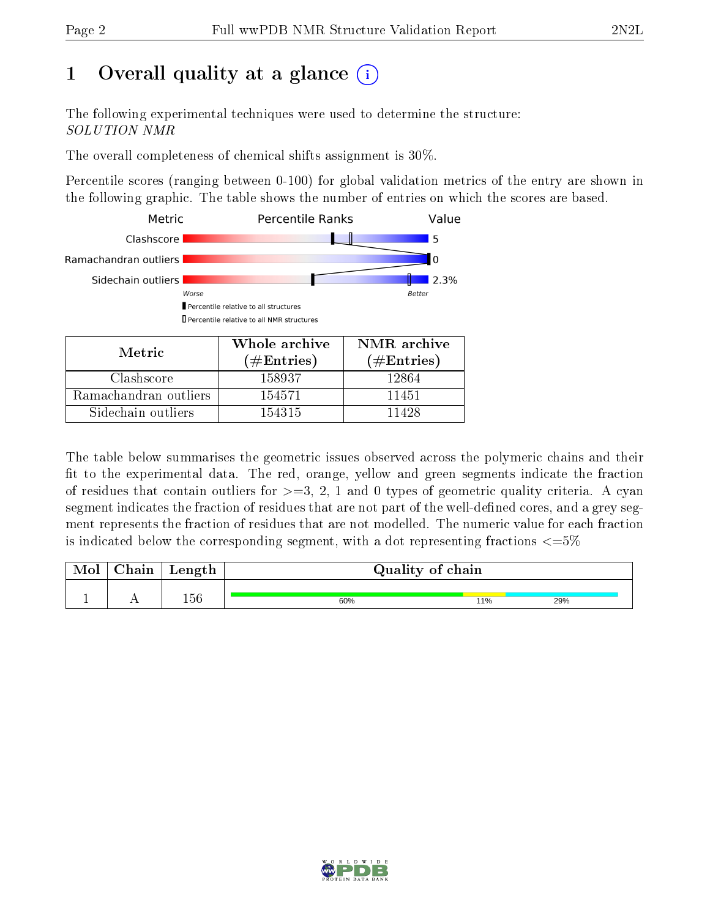# 1 Overall quality at a glance

The following experimental techniques were used to determine the structure:
*SOLUTION NMR*

The overall completeness of chemical shifts assignment is 30%.

Percentile scores (ranging between 0-100) for global validation metrics of the entry are shown in the following graphic. The table shows the number of entries on which the scores are based.

| Metric | Percentile Ranks | Value |
|---|---|---|
| Clashscore | | 5 |
| Ramachandran outliers | | 0 |
| Sidechain outliers | | 2.3% |

Worse — Better

▮ Percentile relative to all structures
▯ Percentile relative to all NMR structures

| Metric | Whole archive (#Entries) | NMR archive (#Entries) |
|---|---|---|
| Clashscore | 158937 | 12864 |
| Ramachandran outliers | 154571 | 11451 |
| Sidechain outliers | 154315 | 11428 |

The table below summarises the geometric issues observed across the polymeric chains and their fit to the experimental data. The red, orange, yellow and green segments indicate the fraction of residues that contain outliers for >=3, 2, 1 and 0 types of geometric quality criteria. A cyan segment indicates the fraction of residues that are not part of the well-defined cores, and a grey segment represents the fraction of residues that are not modelled. The numeric value for each fraction is indicated below the corresponding segment, with a dot representing fractions <=5%

| Mol | Chain | Length | Quality of chain |
|---|---|---|---|
| 1 | A | 156 | 60% / 11% / 29% |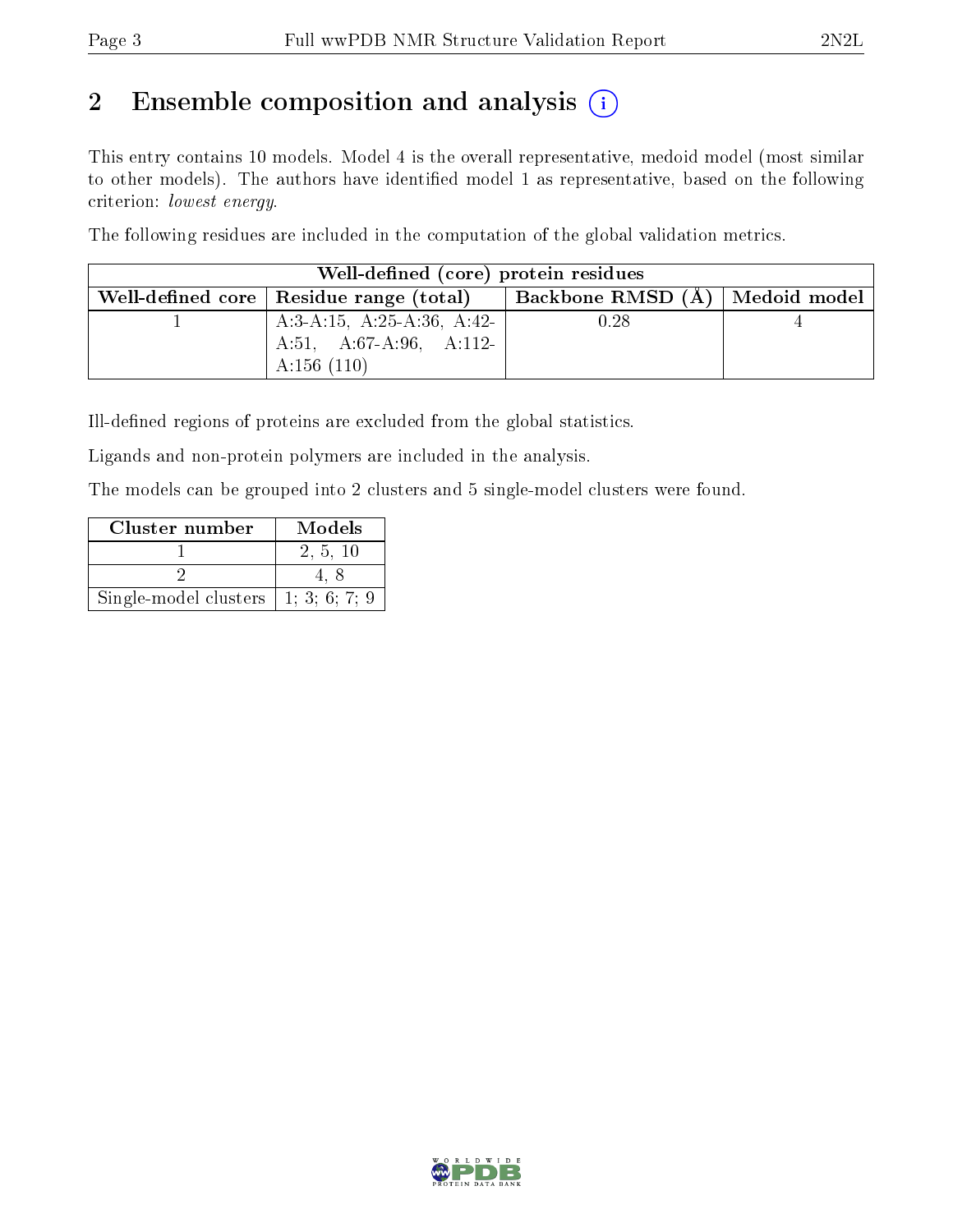## 2 Ensemble composition and analysis

This entry contains 10 models. Model 4 is the overall representative, medoid model (most similar to other models). The authors have identified model 1 as representative, based on the following criterion: *lowest energy*.

The following residues are included in the computation of the global validation metrics.

| Well-defined (core) protein residues | | | |
|---|---|---|---|
| Well-defined core | Residue range (total) | Backbone RMSD (Å) | Medoid model |
| 1 | A:3-A:15, A:25-A:36, A:42-A:51, A:67-A:96, A:112-A:156 (110) | 0.28 | 4 |

Ill-defined regions of proteins are excluded from the global statistics.

Ligands and non-protein polymers are included in the analysis.

The models can be grouped into 2 clusters and 5 single-model clusters were found.

| Cluster number | Models |
|---|---|
| 1 | 2, 5, 10 |
| 2 | 4, 8 |
| Single-model clusters | 1; 3; 6; 7; 9 |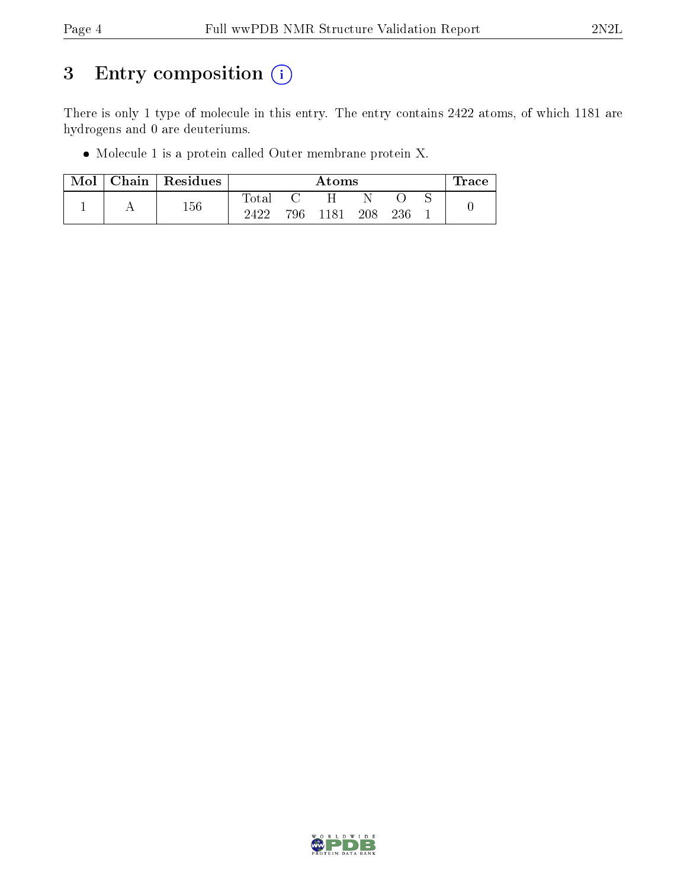# 3 Entry composition (i)

There is only 1 type of molecule in this entry. The entry contains 2422 atoms, of which 1181 are hydrogens and 0 are deuteriums.

- Molecule 1 is a protein called Outer membrane protein X.

| Mol | Chain | Residues | Atoms | | | | | | Trace |
|---|---|---|---|---|---|---|---|---|---|
| | | | Total | C | H | N | O | S | |
| 1 | A | 156 | 2422 | 796 | 1181 | 208 | 236 | 1 | 0 |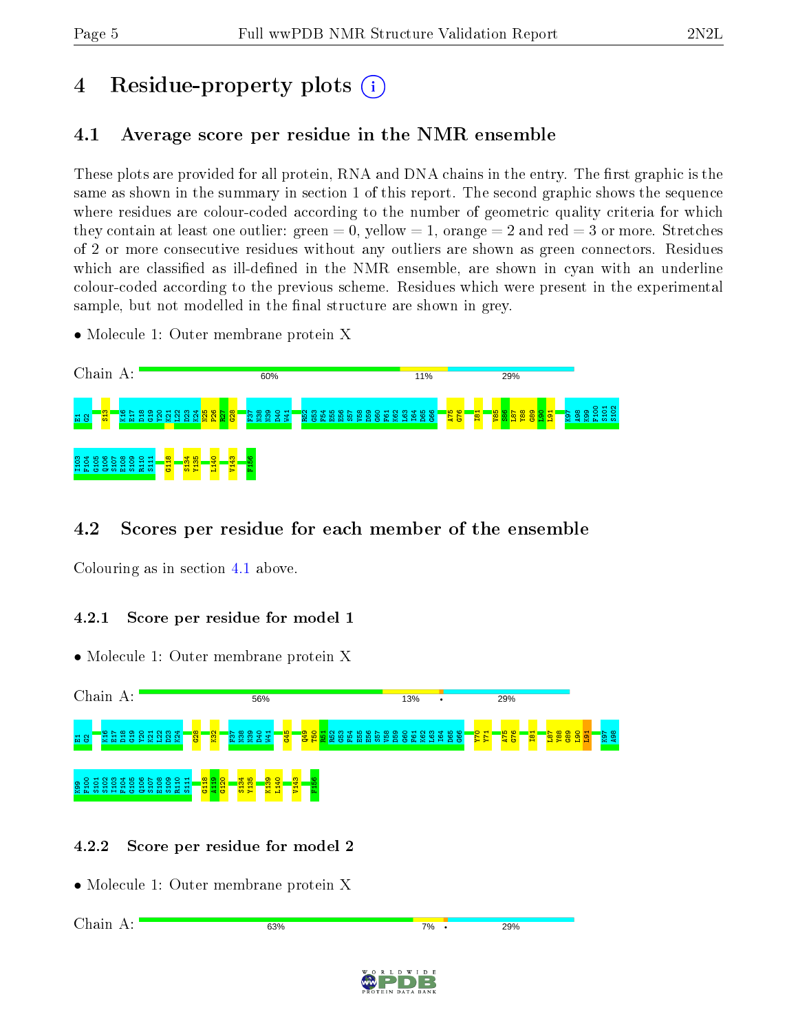# 4 Residue-property plots

## 4.1 Average score per residue in the NMR ensemble

These plots are provided for all protein, RNA and DNA chains in the entry. The first graphic is the same as shown in the summary in section 1 of this report. The second graphic shows the sequence where residues are colour-coded according to the number of geometric quality criteria for which they contain at least one outlier: green = 0, yellow = 1, orange = 2 and red = 3 or more. Stretches of 2 or more consecutive residues without any outliers are shown as green connectors. Residues which are classified as ill-defined in the NMR ensemble, are shown in cyan with an underline colour-coded according to the previous scheme. Residues which were present in the experimental sample, but not modelled in the final structure are shown in grey.

- Molecule 1: Outer membrane protein X

Chain A: 60% 11% 29%

E1 G2 S13 K16 E17 D18 G19 Y20 K21 I22 D23 K24 N25 P26 R27 G28 F37 N38 N39 D40 W41 R52 G53 F54 E55 E56 S57 V58 D59 G60 F61 K62 L63 I64 D65 G66 A75 G76 I81 V85 S86 L87 Y88 G89 I90 L91 K97 A98 K99 F100 S101 S102 I103 F104 G105 Q106 S107 E108 S109 R110 S111 G118 S134 Y135 L140 V143 F156

## 4.2 Scores per residue for each member of the ensemble

Colouring as in section 4.1 above.

### 4.2.1 Score per residue for model 1

- Molecule 1: Outer membrane protein X

Chain A: 56% 13% • 29%

E1 G2 K16 E17 D18 G19 Y20 K21 I22 D23 K24 G28 K32 F37 N38 N39 D40 W41 G45 Q49 T50 R51 R52 G53 F54 E55 E56 S57 V58 D59 G60 F61 K62 L63 I64 D65 G66 Y70 Y71 A75 G76 I81 L87 Y88 G89 I90 L91 K97 A98 K99 F100 S101 S102 I103 F104 G105 Q106 S107 E108 S109 R110 S111 G118 A119 G120 S134 Y135 K139 L140 V143 F156

### 4.2.2 Score per residue for model 2

- Molecule 1: Outer membrane protein X

Chain A: 63% 7% • 29%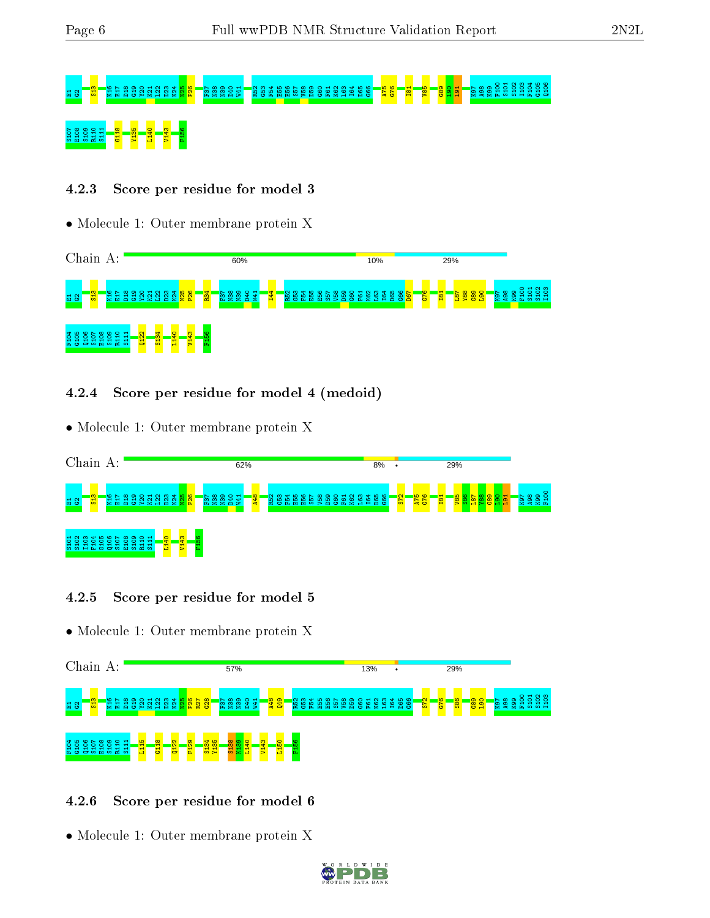E1 G2 S13 K16 E17 D18 G19 Y20 K21 L22 D23 K24 N25 P26 F37 N38 N39 D40 W41 R52 G53 F54 E55 E56 S57 V58 D59 G60 F61 K62 L63 I64 D65 G66 A75 G76 I81 V85 G89 L90 L91 K97 A98 K99 F100 S101 S102 I103 F104 G105 Q106

S107 E108 S109 R110 S111 G118 Y135 L140 V143 F156

### 4.2.3 Score per residue for model 3

- Molecule 1: Outer membrane protein X

Chain A: 60% 10% 29%

E1 G2 S13 K16 E17 D18 G19 Y20 K21 L22 D23 K24 N25 P26 R34 F37 N38 N39 D40 W41 I44 R52 G53 F54 E55 E56 S57 V58 D59 G60 F61 K62 L63 I64 D65 G66 D67 G76 I81 L87 Y88 G89 L90 K97 A98 K99 F100 S101 S102 I103

F104 G105 Q106 S107 E108 S109 R110 S111 Q122 S134 L140 V143 F156

### 4.2.4 Score per residue for model 4 (medoid)

- Molecule 1: Outer membrane protein X

Chain A: 62% 8% • 29%

E1 G2 S13 K16 E17 D18 G19 Y20 K21 L22 D23 K24 N25 P26 F37 N38 N39 D40 W41 A48 R52 G53 F54 E55 E56 S57 V58 D59 G60 F61 K62 L63 I64 D65 G66 S72 A75 G76 I81 V85 S86 L87 Y88 G89 L90 L91 K97 A98 K99 F100

S101 S102 I103 F104 G105 Q106 S107 E108 S109 R110 S111 L140 V143 F156

### 4.2.5 Score per residue for model 5

- Molecule 1: Outer membrane protein X

Chain A: 57% 13% • 29%

E1 G2 S13 K16 E17 D18 G19 Y20 K21 L22 D23 K24 N25 P26 R27 G28 F37 N38 N39 D40 W41 A48 Q49 R52 G53 F54 E55 E56 S57 V58 D59 G60 F61 K62 L63 I64 D65 G66 S72 G76 S86 G89 L90 K97 A98 K99 F100 S101 S102 I103

F104 G105 Q106 S107 E108 S109 R110 S111 L115 G118 Q122 F129 S134 Y135 S138 K139 L140 V143 L150 F156

### 4.2.6 Score per residue for model 6

- Molecule 1: Outer membrane protein X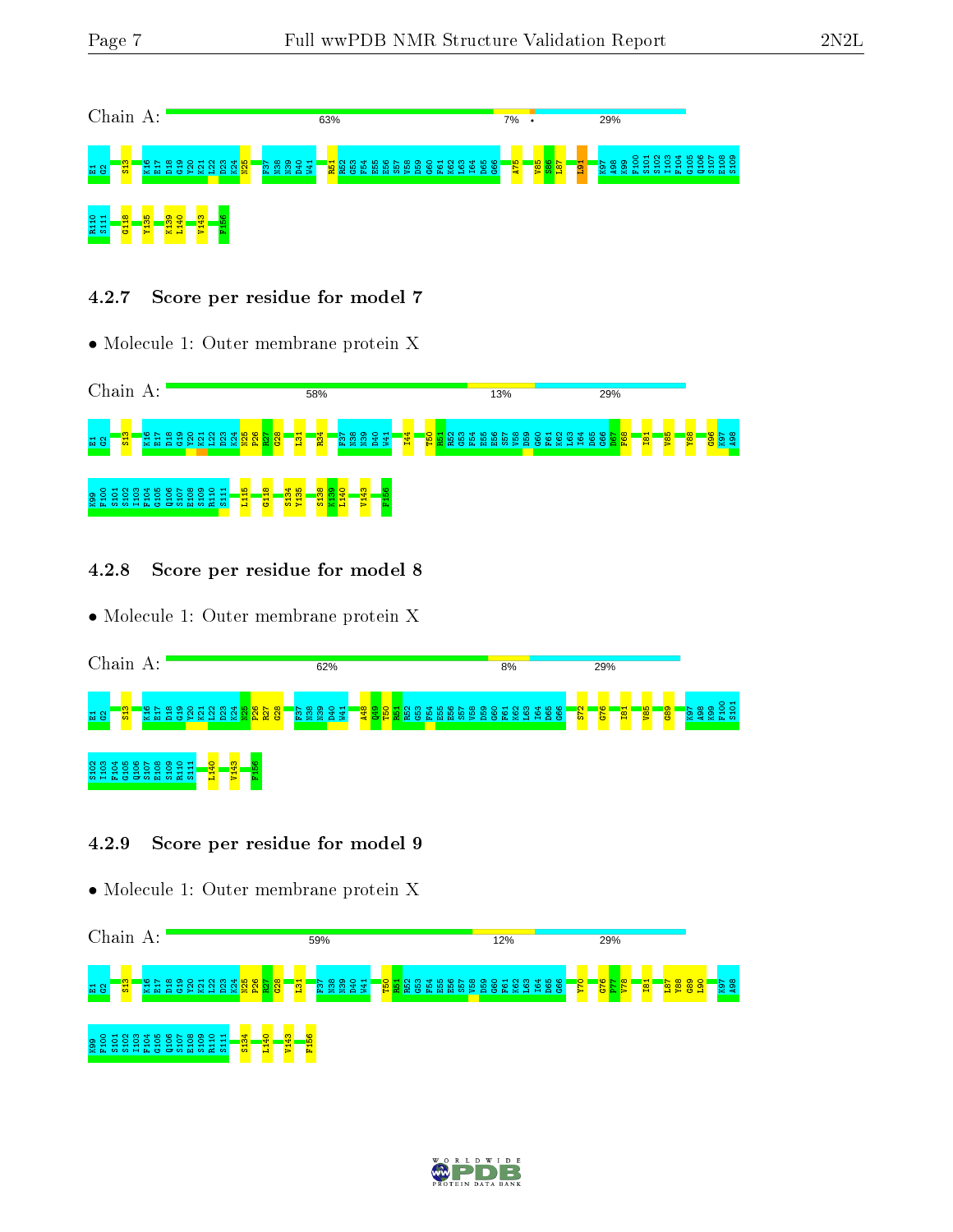Chain A: 63% 7% • 29%

E1 G2 S13 K16 E17 D18 G19 Y20 K21 L22 D23 K24 N25 F37 N38 N39 D40 W41 R51 R52 G53 F54 E55 E56 S57 V58 D59 G60 F61 K62 L63 I64 D65 G66 A75 V85 S86 L87 L91 K97 A98 K99 F100 S101 S102 I103 F104 G105 Q106 S107 E108 S109 R110 S111 G118 Y135 K139 L140 V143 F156

### 4.2.7 Score per residue for model 7

- Molecule 1: Outer membrane protein X

Chain A: 58% 13% 29%

E1 G2 S13 K16 E17 D18 G19 Y20 K21 L22 D23 K24 N25 P26 R27 G28 L31 R34 F37 N38 N39 D40 W41 I44 T50 R51 R52 G53 F54 E55 E56 S57 V58 D59 G60 F61 K62 L63 I64 D65 G66 D67 F68 I81 V85 Y88 G96 K97 A98 K99 F100 S101 S102 I103 F104 G105 Q106 S107 E108 S109 R110 S111 L115 G118 S134 Y135 S138 K139 L140 V143 F156

### 4.2.8 Score per residue for model 8

- Molecule 1: Outer membrane protein X

Chain A: 62% 8% 29%

E1 G2 S13 K16 E17 D18 G19 Y20 K21 L22 D23 K24 N25 P26 R27 G28 F37 N38 N39 D40 W41 A48 Q49 T50 R51 R52 G53 F54 E55 E56 S57 V58 D59 G60 F61 K62 L63 I64 D65 G66 S72 G76 I81 V85 G89 K97 A98 K99 F100 S101 S102 I103 F104 G105 Q106 S107 E108 S109 R110 S111 L140 V143 F156

### 4.2.9 Score per residue for model 9

- Molecule 1: Outer membrane protein X

Chain A: 59% 12% 29%

E1 G2 S13 K16 E17 D18 G19 Y20 K21 L22 D23 K24 N25 P26 R27 G28 L31 F37 N38 N39 D40 W41 T50 R51 R52 G53 F54 E55 E56 S57 V58 D59 G60 F61 K62 L63 I64 D65 G66 Y70 G76 P77 V78 I81 L87 Y88 G89 L90 K97 A98 K99 F100 S101 S102 I103 F104 G105 Q106 S107 E108 S109 R110 S111 S134 L140 V143 F156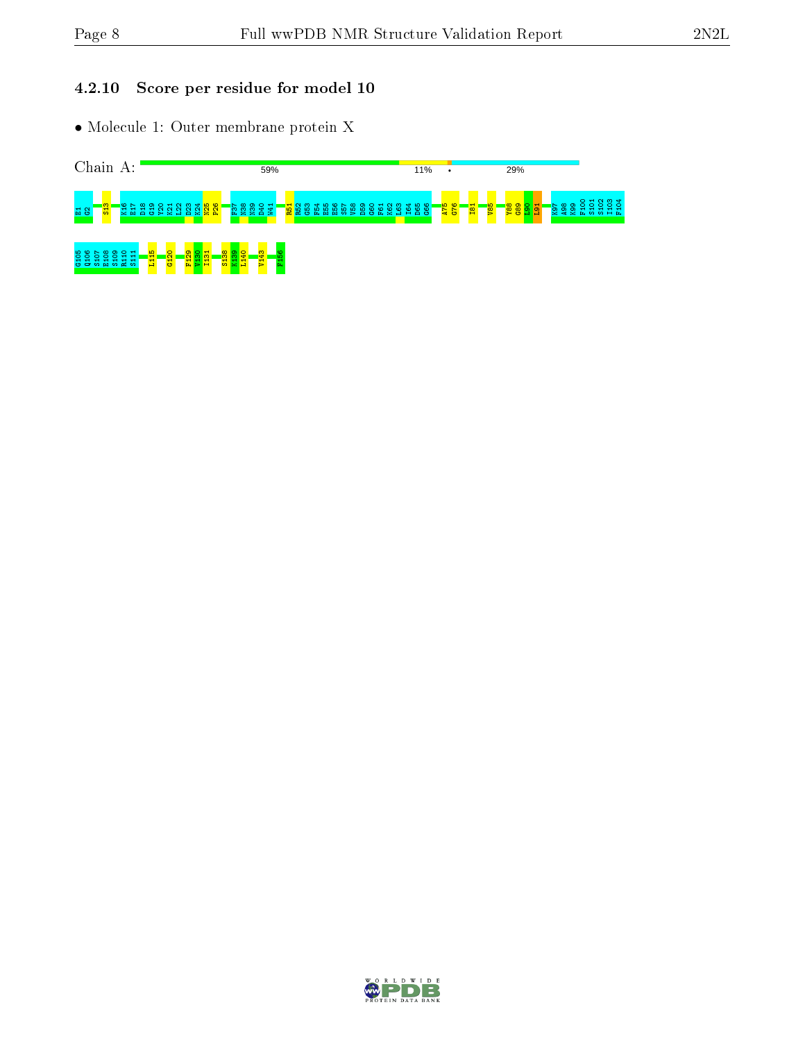### 4.2.10 Score per residue for model 10

- Molecule 1: Outer membrane protein X

Chain A: 59% 11% • 29%

E1 G2 S13 K16 E17 D18 G19 Y20 K21 L22 D23 K24 N25 P26 F37 K38 N39 D40 W41 R51 R52 G53 F54 E55 E56 S57 V58 D59 G60 F61 K62 L63 I64 D65 G66 A75 G76 I81 V85 Y88 G89 L90 L91 K97 A98 K99 F100 S101 S102 I103 F104 G105 Q106 S107 E108 S109 R110 S111 L115 G120 F129 V130 I131 S138 K139 L140 V143 F156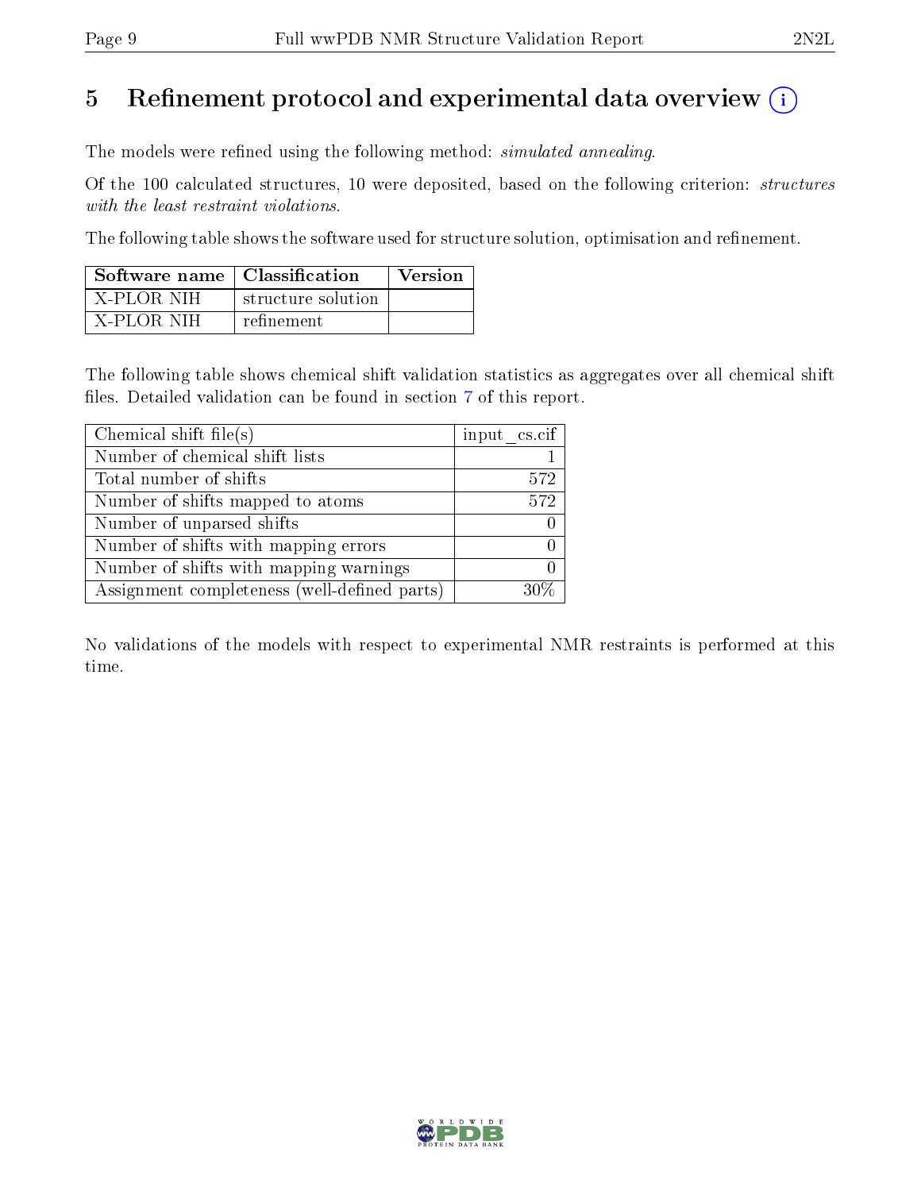# 5 Refinement protocol and experimental data overview (i)

The models were refined using the following method: *simulated annealing*.

Of the 100 calculated structures, 10 were deposited, based on the following criterion: *structures with the least restraint violations*.

The following table shows the software used for structure solution, optimisation and refinement.

| Software name | Classification | Version |
|---|---|---|
| X-PLOR NIH | structure solution | |
| X-PLOR NIH | refinement | |

The following table shows chemical shift validation statistics as aggregates over all chemical shift files. Detailed validation can be found in section 7 of this report.

| Chemical shift file(s) | input_cs.cif |
|---|---|
| Number of chemical shift lists | 1 |
| Total number of shifts | 572 |
| Number of shifts mapped to atoms | 572 |
| Number of unparsed shifts | 0 |
| Number of shifts with mapping errors | 0 |
| Number of shifts with mapping warnings | 0 |
| Assignment completeness (well-defined parts) | 30% |

No validations of the models with respect to experimental NMR restraints is performed at this time.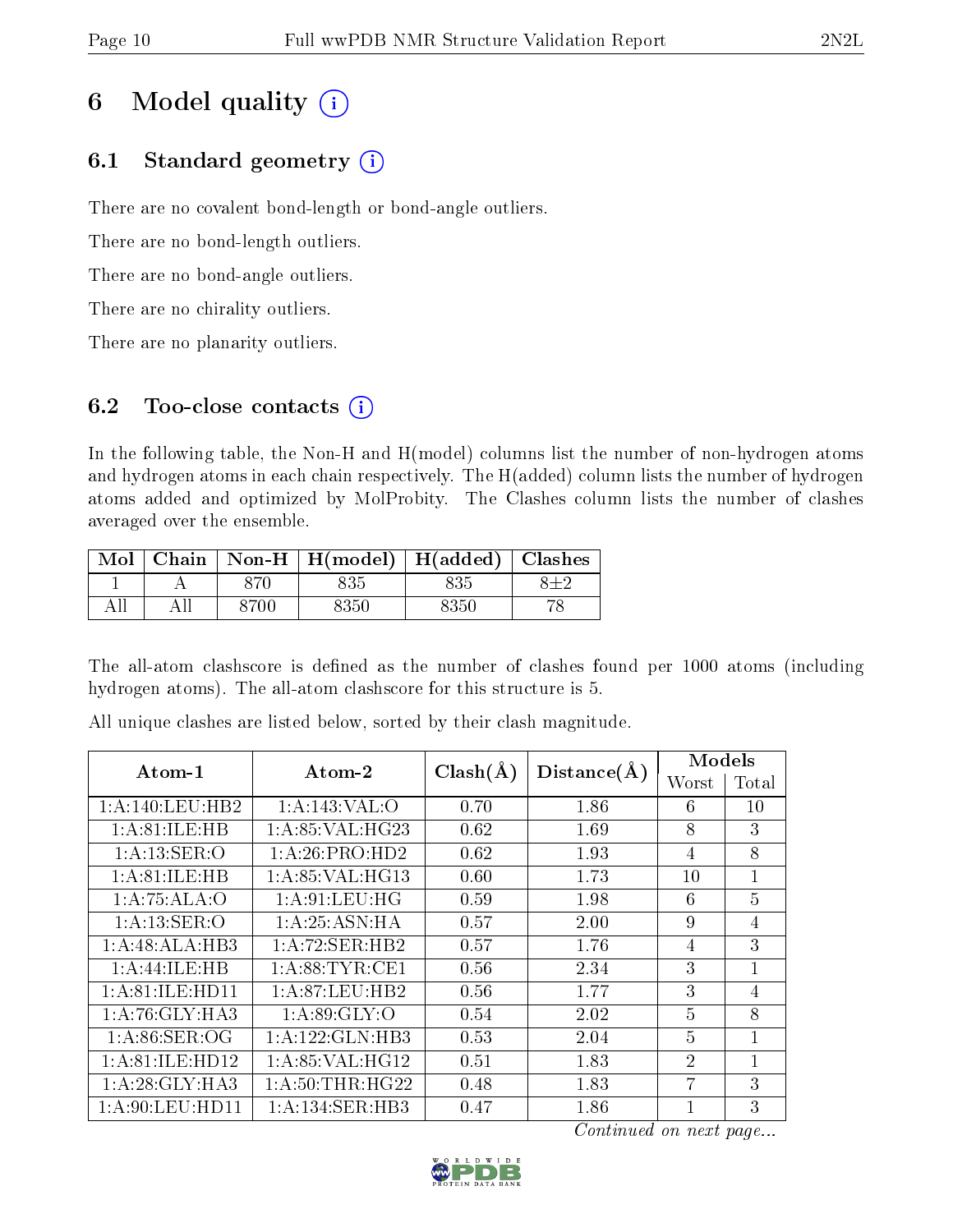# 6 Model quality (i)

## 6.1 Standard geometry (i)

There are no covalent bond-length or bond-angle outliers.

There are no bond-length outliers.

There are no bond-angle outliers.

There are no chirality outliers.

There are no planarity outliers.

## 6.2 Too-close contacts (i)

In the following table, the Non-H and H(model) columns list the number of non-hydrogen atoms and hydrogen atoms in each chain respectively. The H(added) column lists the number of hydrogen atoms added and optimized by MolProbity. The Clashes column lists the number of clashes averaged over the ensemble.

| Mol | Chain | Non-H | H(model) | H(added) | Clashes |
|---|---|---|---|---|---|
| 1 | A | 870 | 835 | 835 | 8±2 |
| All | All | 8700 | 8350 | 8350 | 78 |

The all-atom clashscore is defined as the number of clashes found per 1000 atoms (including hydrogen atoms). The all-atom clashscore for this structure is 5.

All unique clashes are listed below, sorted by their clash magnitude.

| Atom-1 | Atom-2 | Clash(Å) | Distance(Å) | Models | |
|---|---|---|---|---|---|
| | | | | Worst | Total |
| 1:A:140:LEU:HB2 | 1:A:143:VAL:O | 0.70 | 1.86 | 6 | 10 |
| 1:A:81:ILE:HB | 1:A:85:VAL:HG23 | 0.62 | 1.69 | 8 | 3 |
| 1:A:13:SER:O | 1:A:26:PRO:HD2 | 0.62 | 1.93 | 4 | 8 |
| 1:A:81:ILE:HB | 1:A:85:VAL:HG13 | 0.60 | 1.73 | 10 | 1 |
| 1:A:75:ALA:O | 1:A:91:LEU:HG | 0.59 | 1.98 | 6 | 5 |
| 1:A:13:SER:O | 1:A:25:ASN:HA | 0.57 | 2.00 | 9 | 4 |
| 1:A:48:ALA:HB3 | 1:A:72:SER:HB2 | 0.57 | 1.76 | 4 | 3 |
| 1:A:44:ILE:HB | 1:A:88:TYR:CE1 | 0.56 | 2.34 | 3 | 1 |
| 1:A:81:ILE:HD11 | 1:A:87:LEU:HB2 | 0.56 | 1.77 | 3 | 4 |
| 1:A:76:GLY:HA3 | 1:A:89:GLY:O | 0.54 | 2.02 | 5 | 8 |
| 1:A:86:SER:OG | 1:A:122:GLN:HB3 | 0.53 | 2.04 | 5 | 1 |
| 1:A:81:ILE:HD12 | 1:A:85:VAL:HG12 | 0.51 | 1.83 | 2 | 1 |
| 1:A:28:GLY:HA3 | 1:A:50:THR:HG22 | 0.48 | 1.83 | 7 | 3 |
| 1:A:90:LEU:HD11 | 1:A:134:SER:HB3 | 0.47 | 1.86 | 1 | 3 |

*Continued on next page...*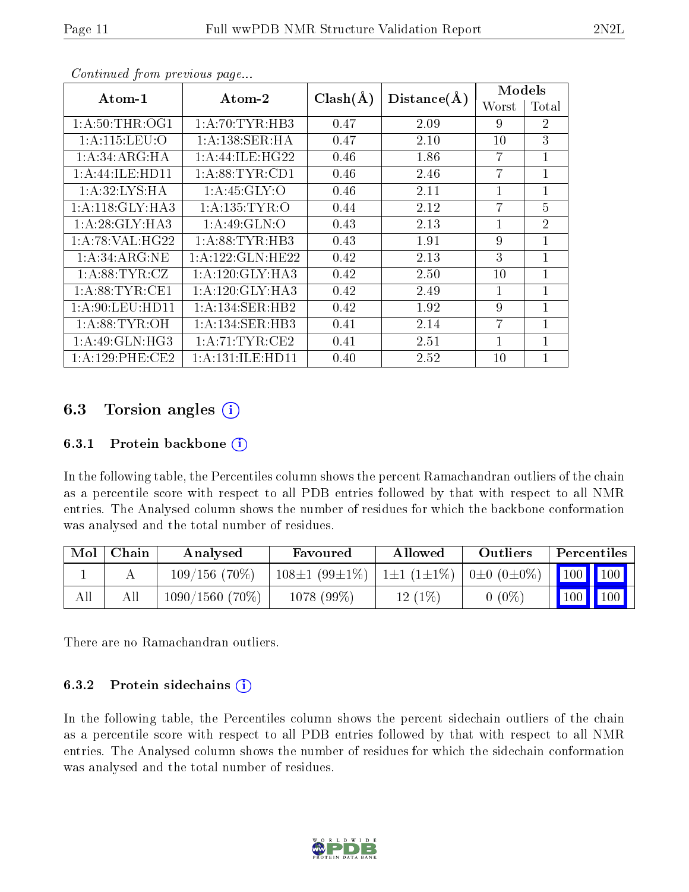*Continued from previous page...*

| Atom-1 | Atom-2 | Clash(Å) | Distance(Å) | Models | |
|---|---|---|---|---|---|
| | | | | Worst | Total |
| 1:A:50:THR:OG1 | 1:A:70:TYR:HB3 | 0.47 | 2.09 | 9 | 2 |
| 1:A:115:LEU:O | 1:A:138:SER:HA | 0.47 | 2.10 | 10 | 3 |
| 1:A:34:ARG:HA | 1:A:44:ILE:HG22 | 0.46 | 1.86 | 7 | 1 |
| 1:A:44:ILE:HD11 | 1:A:88:TYR:CD1 | 0.46 | 2.46 | 7 | 1 |
| 1:A:32:LYS:HA | 1:A:45:GLY:O | 0.46 | 2.11 | 1 | 1 |
| 1:A:118:GLY:HA3 | 1:A:135:TYR:O | 0.44 | 2.12 | 7 | 5 |
| 1:A:28:GLY:HA3 | 1:A:49:GLN:O | 0.43 | 2.13 | 1 | 2 |
| 1:A:78:VAL:HG22 | 1:A:88:TYR:HB3 | 0.43 | 1.91 | 9 | 1 |
| 1:A:34:ARG:NE | 1:A:122:GLN:HE22 | 0.42 | 2.13 | 3 | 1 |
| 1:A:88:TYR:CZ | 1:A:120:GLY:HA3 | 0.42 | 2.50 | 10 | 1 |
| 1:A:88:TYR:CE1 | 1:A:120:GLY:HA3 | 0.42 | 2.49 | 1 | 1 |
| 1:A:90:LEU:HD11 | 1:A:134:SER:HB2 | 0.42 | 1.92 | 9 | 1 |
| 1:A:88:TYR:OH | 1:A:134:SER:HB3 | 0.41 | 2.14 | 7 | 1 |
| 1:A:49:GLN:HG3 | 1:A:71:TYR:CE2 | 0.41 | 2.51 | 1 | 1 |
| 1:A:129:PHE:CE2 | 1:A:131:ILE:HD11 | 0.40 | 2.52 | 10 | 1 |

### 6.3 Torsion angles (i)

#### 6.3.1 Protein backbone (i)

In the following table, the Percentiles column shows the percent Ramachandran outliers of the chain as a percentile score with respect to all PDB entries followed by that with respect to all NMR entries. The Analysed column shows the number of residues for which the backbone conformation was analysed and the total number of residues.

| Mol | Chain | Analysed | Favoured | Allowed | Outliers | Percentiles | |
|---|---|---|---|---|---|---|---|
| 1 | A | 109/156 (70%) | 108±1 (99±1%) | 1±1 (1±1%) | 0±0 (0±0%) | 100 | 100 |
| All | All | 1090/1560 (70%) | 1078 (99%) | 12 (1%) | 0 (0%) | 100 | 100 |

There are no Ramachandran outliers.

#### 6.3.2 Protein sidechains (i)

In the following table, the Percentiles column shows the percent sidechain outliers of the chain as a percentile score with respect to all PDB entries followed by that with respect to all NMR entries. The Analysed column shows the number of residues for which the sidechain conformation was analysed and the total number of residues.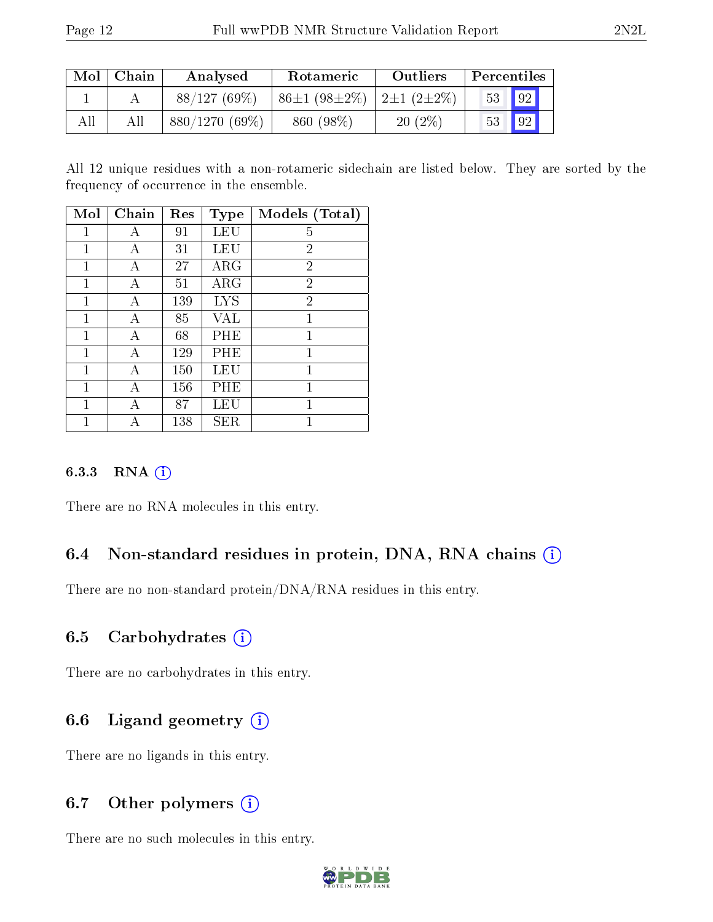| Mol | Chain | Analysed | Rotameric | Outliers | Percentiles | |
|---|---|---|---|---|---|---|
| 1 | A | 88/127 (69%) | 86±1 (98±2%) | 2±1 (2±2%) | 53 | 92 |
| All | All | 880/1270 (69%) | 860 (98%) | 20 (2%) | 53 | 92 |

All 12 unique residues with a non-rotameric sidechain are listed below. They are sorted by the frequency of occurrence in the ensemble.

| Mol | Chain | Res | Type | Models (Total) |
|---|---|---|---|---|
| 1 | A | 91 | LEU | 5 |
| 1 | A | 31 | LEU | 2 |
| 1 | A | 27 | ARG | 2 |
| 1 | A | 51 | ARG | 2 |
| 1 | A | 139 | LYS | 2 |
| 1 | A | 85 | VAL | 1 |
| 1 | A | 68 | PHE | 1 |
| 1 | A | 129 | PHE | 1 |
| 1 | A | 150 | LEU | 1 |
| 1 | A | 156 | PHE | 1 |
| 1 | A | 87 | LEU | 1 |
| 1 | A | 138 | SER | 1 |

### 6.3.3 RNA

There are no RNA molecules in this entry.

## 6.4 Non-standard residues in protein, DNA, RNA chains

There are no non-standard protein/DNA/RNA residues in this entry.

## 6.5 Carbohydrates

There are no carbohydrates in this entry.

## 6.6 Ligand geometry

There are no ligands in this entry.

## 6.7 Other polymers

There are no such molecules in this entry.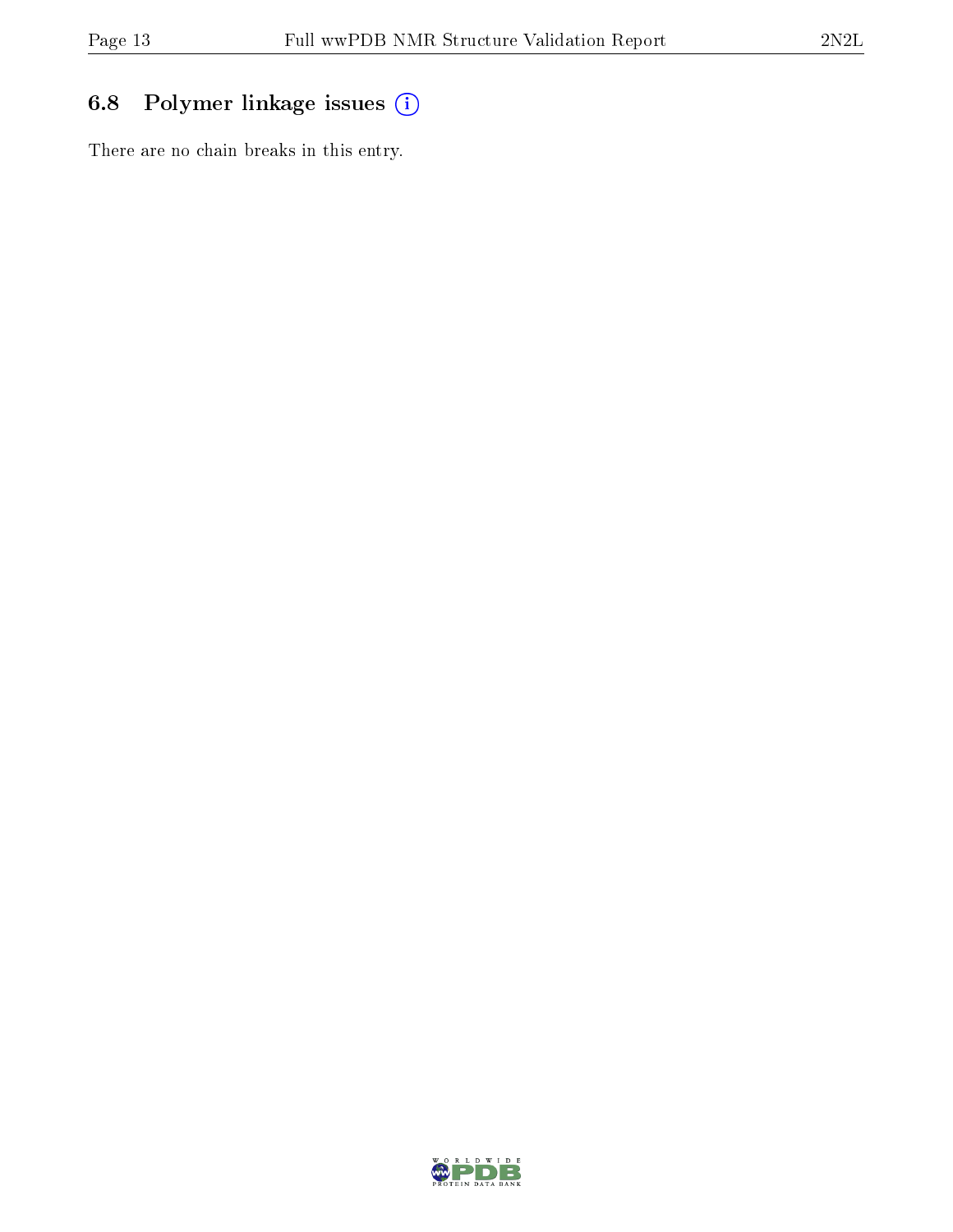### 6.8 Polymer linkage issues

There are no chain breaks in this entry.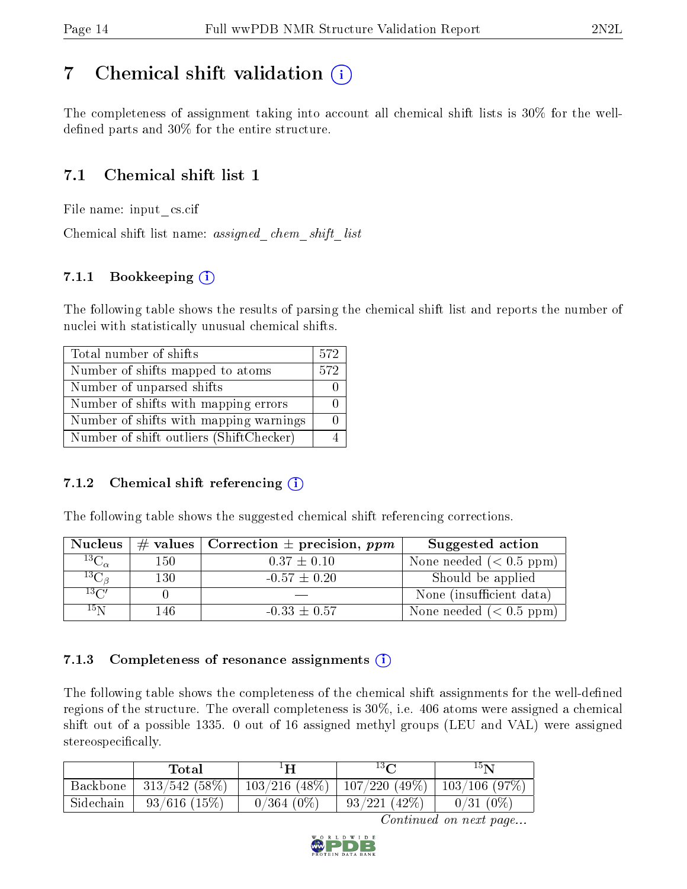# 7 Chemical shift validation

The completeness of assignment taking into account all chemical shift lists is 30% for the well-defined parts and 30% for the entire structure.

## 7.1 Chemical shift list 1

File name: input_cs.cif

Chemical shift list name: *assigned_chem_shift_list*

### 7.1.1 Bookkeeping

The following table shows the results of parsing the chemical shift list and reports the number of nuclei with statistically unusual chemical shifts.

| Total number of shifts | 572 |
|---|---|
| Number of shifts mapped to atoms | 572 |
| Number of unparsed shifts | 0 |
| Number of shifts with mapping errors | 0 |
| Number of shifts with mapping warnings | 0 |
| Number of shift outliers (ShiftChecker) | 4 |

### 7.1.2 Chemical shift referencing

The following table shows the suggested chemical shift referencing corrections.

| Nucleus | # values | Correction ± precision, *ppm* | Suggested action |
|---|---|---|---|
| $^{13}C_{\alpha}$ | 150 | $0.37 \pm 0.10$ | None needed (< 0.5 ppm) |
| $^{13}C_{\beta}$ | 130 | $-0.57 \pm 0.20$ | Should be applied |
| $^{13}C'$ | 0 | — | None (insufficient data) |
| $^{15}N$ | 146 | $-0.33 \pm 0.57$ | None needed (< 0.5 ppm) |

### 7.1.3 Completeness of resonance assignments

The following table shows the completeness of the chemical shift assignments for the well-defined regions of the structure. The overall completeness is 30%, i.e. 406 atoms were assigned a chemical shift out of a possible 1335. 0 out of 16 assigned methyl groups (LEU and VAL) were assigned stereospecifically.

| | Total | $^{1}H$ | $^{13}C$ | $^{15}N$ |
|---|---|---|---|---|
| Backbone | 313/542 (58%) | 103/216 (48%) | 107/220 (49%) | 103/106 (97%) |
| Sidechain | 93/616 (15%) | 0/364 (0%) | 93/221 (42%) | 0/31 (0%) |

*Continued on next page...*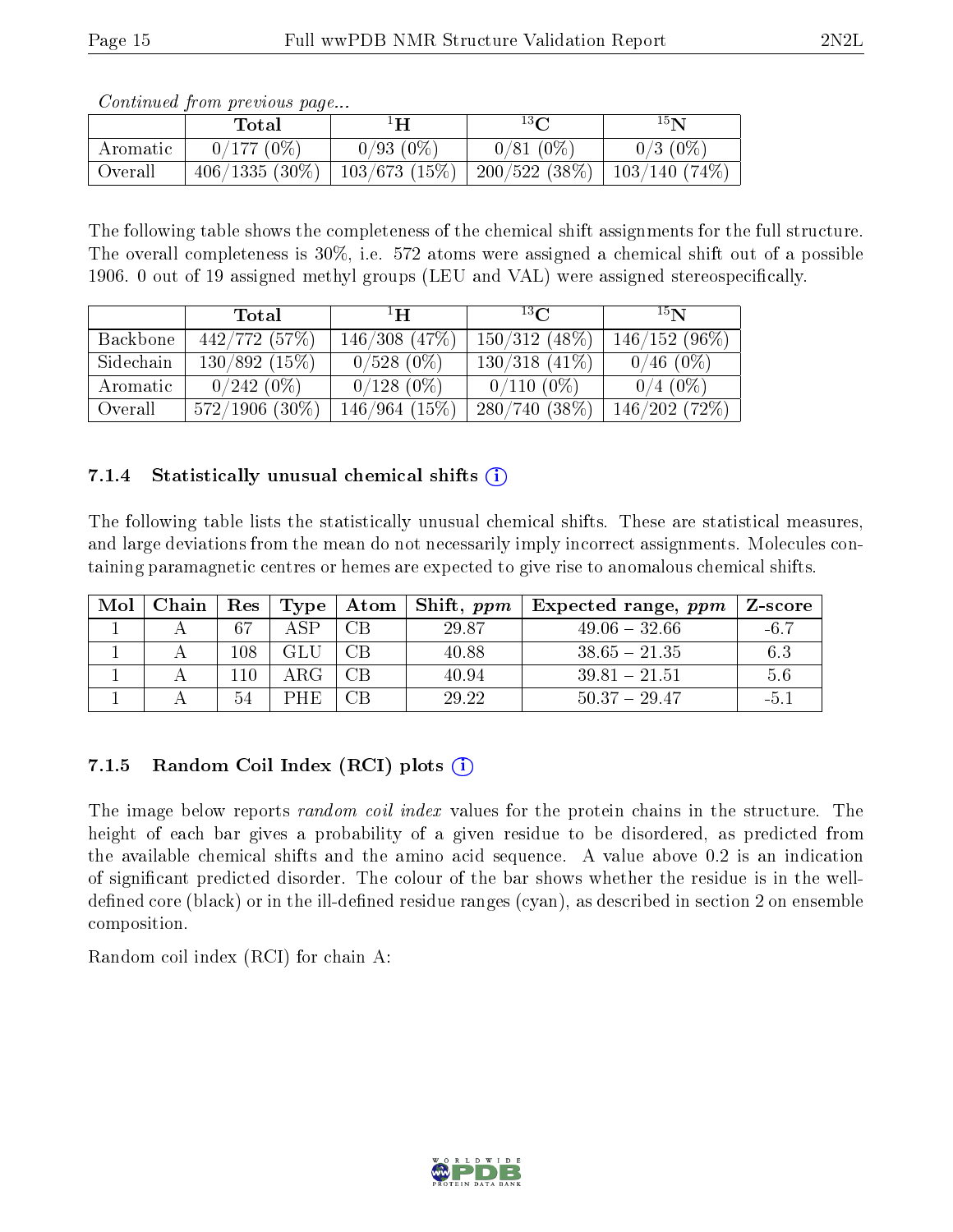*Continued from previous page...*

| | Total | $^{1}$H | $^{13}$C | $^{15}$N |
|---|---|---|---|---|
| Aromatic | 0/177 (0%) | 0/93 (0%) | 0/81 (0%) | 0/3 (0%) |
| Overall | 406/1335 (30%) | 103/673 (15%) | 200/522 (38%) | 103/140 (74%) |

The following table shows the completeness of the chemical shift assignments for the full structure. The overall completeness is 30%, i.e. 572 atoms were assigned a chemical shift out of a possible 1906. 0 out of 19 assigned methyl groups (LEU and VAL) were assigned stereospecifically.

| | Total | $^{1}$H | $^{13}$C | $^{15}$N |
|---|---|---|---|---|
| Backbone | 442/772 (57%) | 146/308 (47%) | 150/312 (48%) | 146/152 (96%) |
| Sidechain | 130/892 (15%) | 0/528 (0%) | 130/318 (41%) | 0/46 (0%) |
| Aromatic | 0/242 (0%) | 0/128 (0%) | 0/110 (0%) | 0/4 (0%) |
| Overall | 572/1906 (30%) | 146/964 (15%) | 280/740 (38%) | 146/202 (72%) |

### 7.1.4 Statistically unusual chemical shifts

The following table lists the statistically unusual chemical shifts. These are statistical measures, and large deviations from the mean do not necessarily imply incorrect assignments. Molecules containing paramagnetic centres or hemes are expected to give rise to anomalous chemical shifts.

| Mol | Chain | Res | Type | Atom | Shift, *ppm* | Expected range, *ppm* | Z-score |
|---|---|---|---|---|---|---|---|
| 1 | A | 67 | ASP | CB | 29.87 | 49.06 – 32.66 | -6.7 |
| 1 | A | 108 | GLU | CB | 40.88 | 38.65 – 21.35 | 6.3 |
| 1 | A | 110 | ARG | CB | 40.94 | 39.81 – 21.51 | 5.6 |
| 1 | A | 54 | PHE | CB | 29.22 | 50.37 – 29.47 | -5.1 |

### 7.1.5 Random Coil Index (RCI) plots

The image below reports *random coil index* values for the protein chains in the structure. The height of each bar gives a probability of a given residue to be disordered, as predicted from the available chemical shifts and the amino acid sequence. A value above 0.2 is an indication of significant predicted disorder. The colour of the bar shows whether the residue is in the well-defined core (black) or in the ill-defined residue ranges (cyan), as described in section 2 on ensemble composition.

Random coil index (RCI) for chain A: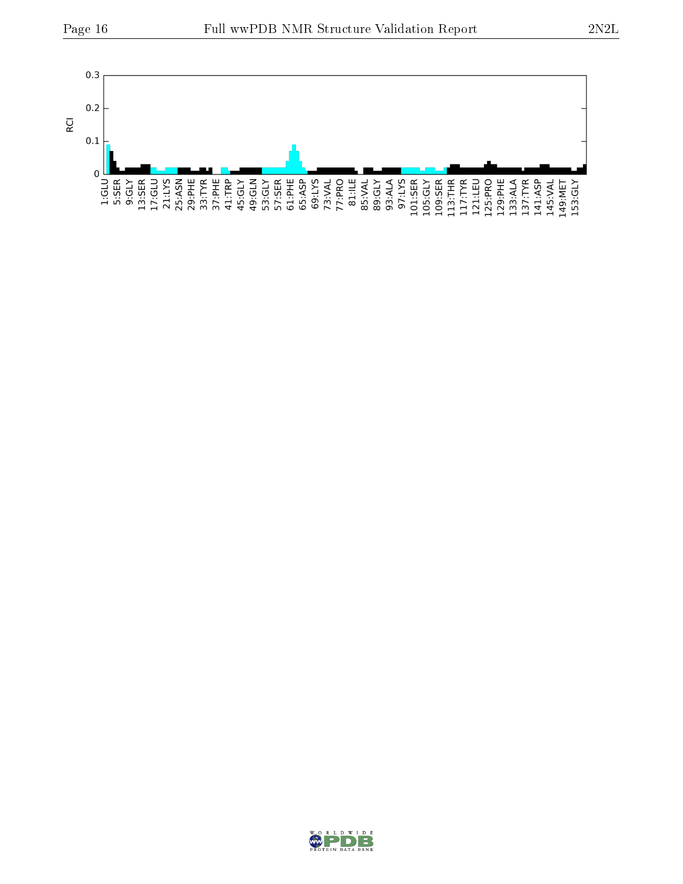RCI

0.3
0.2
0.1
0

1:GLU 5:SER 9:GLY 13:SER 17:GLU 21:LYS 25:ASN 29:PHE 33:TYR 37:PHE 41:TRP 45:GLY 49:GLN 53:GLY 57:SER 61:PHE 65:ASP 69:LYS 73:VAL 77:PRO 81:ILE 85:VAL 89:GLY 93:ALA 97:LYS 101:SER 105:GLY 109:SER 113:THR 117:TYR 121:LEU 125:PRO 129:PHE 133:ALA 137:TYR 141:ASP 145:VAL 149:MET 153:GLY